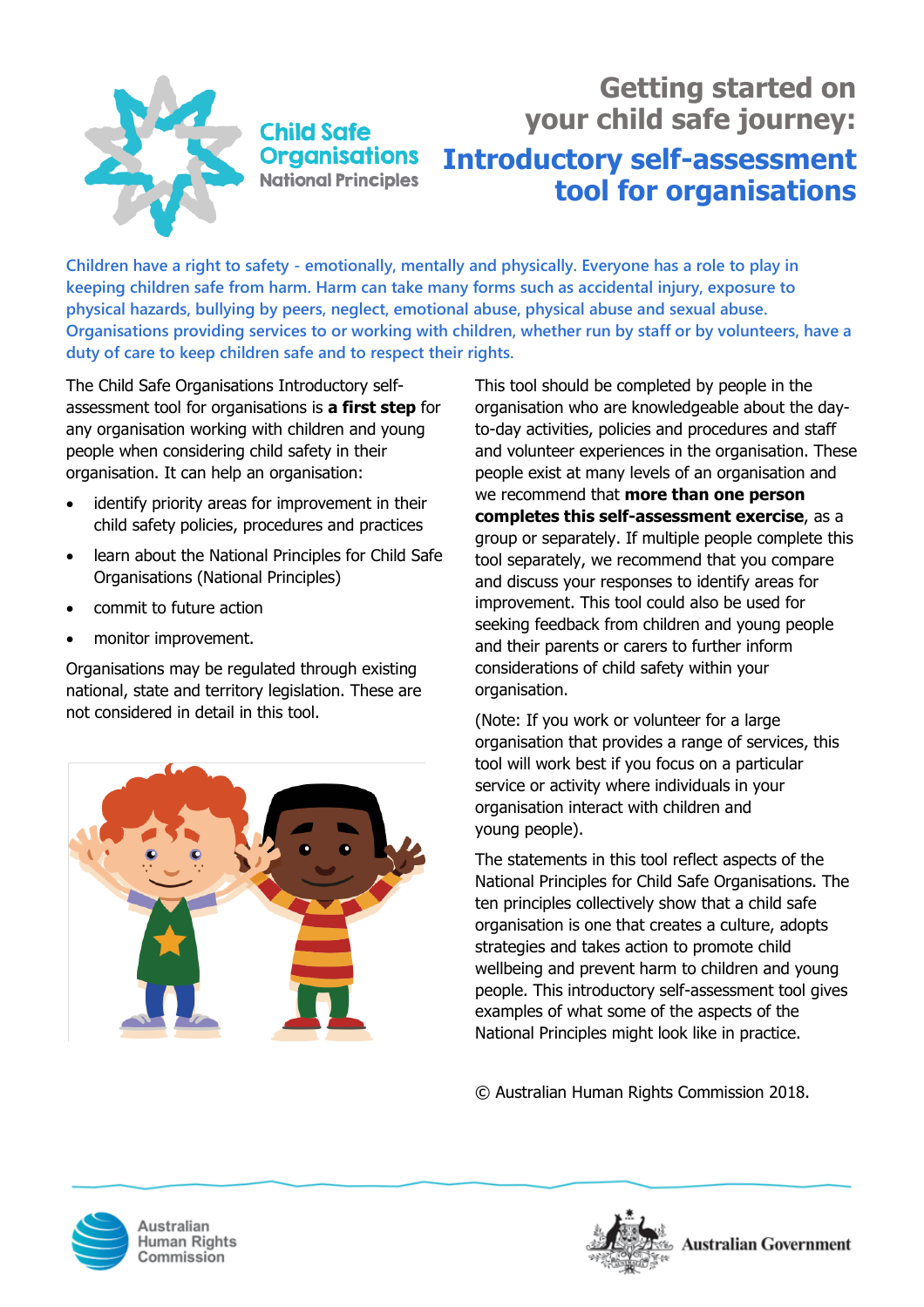Child Safe Organisations
National Principles

# Getting started on your child safe journey: Introductory self-assessment tool for organisations

**Children have a right to safety - emotionally, mentally and physically. Everyone has a role to play in keeping children safe from harm. Harm can take many forms such as accidental injury, exposure to physical hazards, bullying by peers, neglect, emotional abuse, physical abuse and sexual abuse. Organisations providing services to or working with children, whether run by staff or by volunteers, have a duty of care to keep children safe and to respect their rights.**

The Child Safe Organisations Introductory self-assessment tool for organisations is **a first step** for any organisation working with children and young people when considering child safety in their organisation. It can help an organisation:

- identify priority areas for improvement in their child safety policies, procedures and practices
- learn about the National Principles for Child Safe Organisations (National Principles)
- commit to future action
- monitor improvement.

Organisations may be regulated through existing national, state and territory legislation. These are not considered in detail in this tool.

This tool should be completed by people in the organisation who are knowledgeable about the day-to-day activities, policies and procedures and staff and volunteer experiences in the organisation. These people exist at many levels of an organisation and we recommend that **more than one person completes this self-assessment exercise**, as a group or separately. If multiple people complete this tool separately, we recommend that you compare and discuss your responses to identify areas for improvement. This tool could also be used for seeking feedback from children and young people and their parents or carers to further inform considerations of child safety within your organisation.

(Note: If you work or volunteer for a large organisation that provides a range of services, this tool will work best if you focus on a particular service or activity where individuals in your organisation interact with children and young people).

The statements in this tool reflect aspects of the National Principles for Child Safe Organisations. The ten principles collectively show that a child safe organisation is one that creates a culture, adopts strategies and takes action to promote child wellbeing and prevent harm to children and young people. This introductory self-assessment tool gives examples of what some of the aspects of the National Principles might look like in practice.

© Australian Human Rights Commission 2018.

Australian Human Rights Commission

Australian Government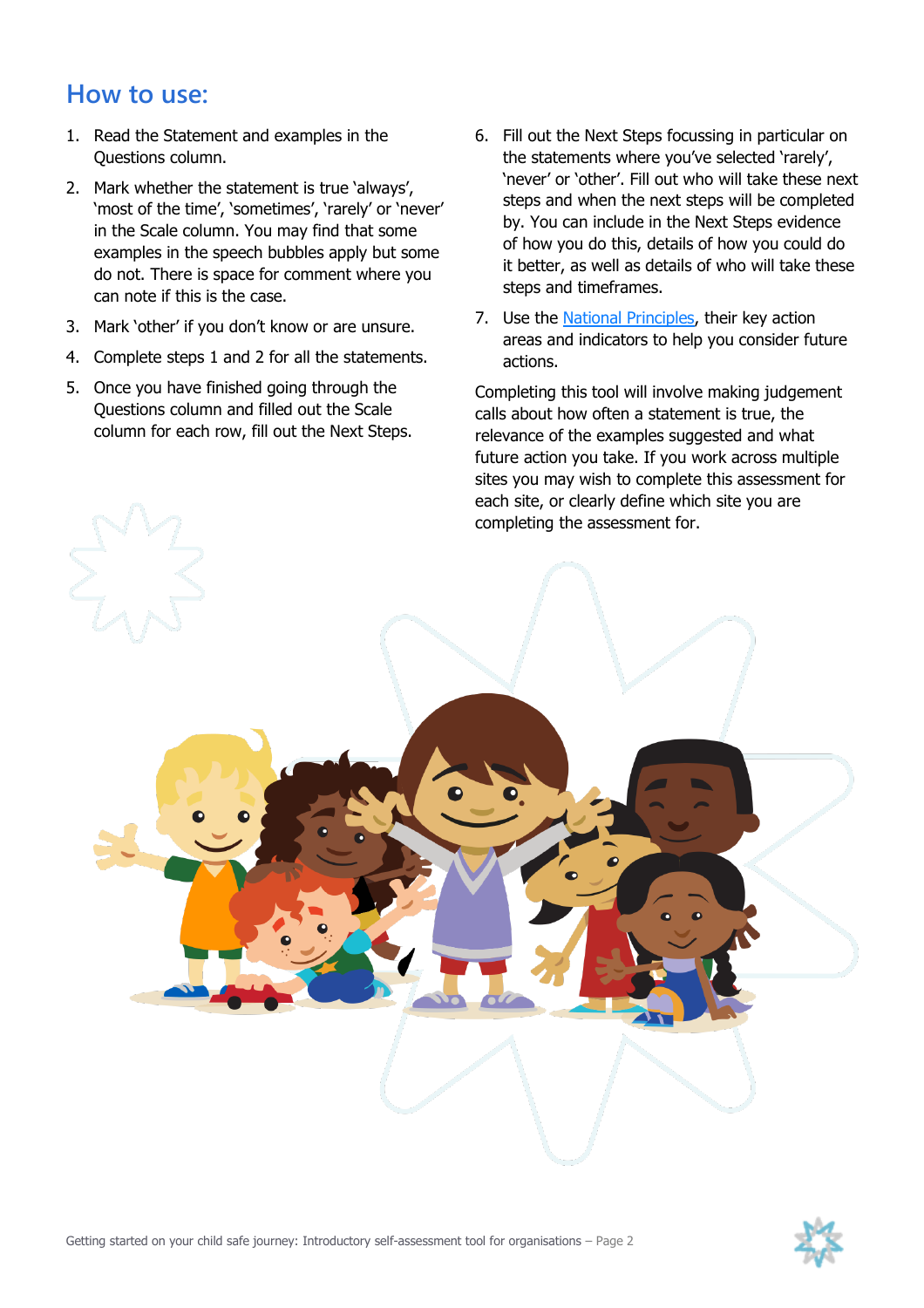## How to use:

1. Read the Statement and examples in the Questions column.
2. Mark whether the statement is true 'always', 'most of the time', 'sometimes', 'rarely' or 'never' in the Scale column. You may find that some examples in the speech bubbles apply but some do not. There is space for comment where you can note if this is the case.
3. Mark 'other' if you don't know or are unsure.
4. Complete steps 1 and 2 for all the statements.
5. Once you have finished going through the Questions column and filled out the Scale column for each row, fill out the Next Steps.
6. Fill out the Next Steps focussing in particular on the statements where you've selected 'rarely', 'never' or 'other'. Fill out who will take these next steps and when the next steps will be completed by. You can include in the Next Steps evidence of how you do this, details of how you could do it better, as well as details of who will take these steps and timeframes.
7. Use the [National Principles](), their key action areas and indicators to help you consider future actions.

Completing this tool will involve making judgement calls about how often a statement is true, the relevance of the examples suggested and what future action you take. If you work across multiple sites you may wish to complete this assessment for each site, or clearly define which site you are completing the assessment for.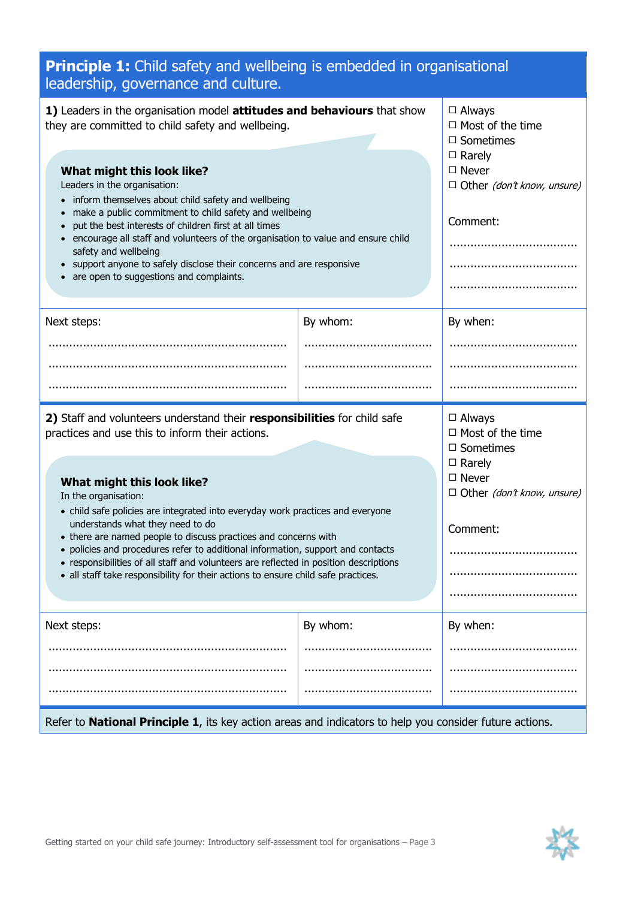## **Principle 1:** Child safety and wellbeing is embedded in organisational leadership, governance and culture.

**1)** Leaders in the organisation model **attitudes and behaviours** that show they are committed to child safety and wellbeing.

**What might this look like?**

Leaders in the organisation:

- inform themselves about child safety and wellbeing
- make a public commitment to child safety and wellbeing
- put the best interests of children first at all times
- encourage all staff and volunteers of the organisation to value and ensure child safety and wellbeing
- support anyone to safely disclose their concerns and are responsive
- are open to suggestions and complaints.

☐ Always
☐ Most of the time
☐ Sometimes
☐ Rarely
☐ Never
☐ Other *(don't know, unsure)*

Comment:

.....................................

.....................................

.....................................

| Next steps: | By whom: | By when: |
|---|---|---|
| ..................................................................... | ..................................... | ..................................... |
| ..................................................................... | ..................................... | ..................................... |
| ..................................................................... | ..................................... | ..................................... |

**2)** Staff and volunteers understand their **responsibilities** for child safe practices and use this to inform their actions.

**What might this look like?**

In the organisation:

- child safe policies are integrated into everyday work practices and everyone understands what they need to do
- there are named people to discuss practices and concerns with
- policies and procedures refer to additional information, support and contacts
- responsibilities of all staff and volunteers are reflected in position descriptions
- all staff take responsibility for their actions to ensure child safe practices.

☐ Always
☐ Most of the time
☐ Sometimes
☐ Rarely
☐ Never
☐ Other *(don't know, unsure)*

Comment:

.....................................

.....................................

.....................................

| Next steps: | By whom: | By when: |
|---|---|---|
| ..................................................................... | ..................................... | ..................................... |
| ..................................................................... | ..................................... | ..................................... |
| ..................................................................... | ..................................... | ..................................... |

Refer to **National Principle 1**, its key action areas and indicators to help you consider future actions.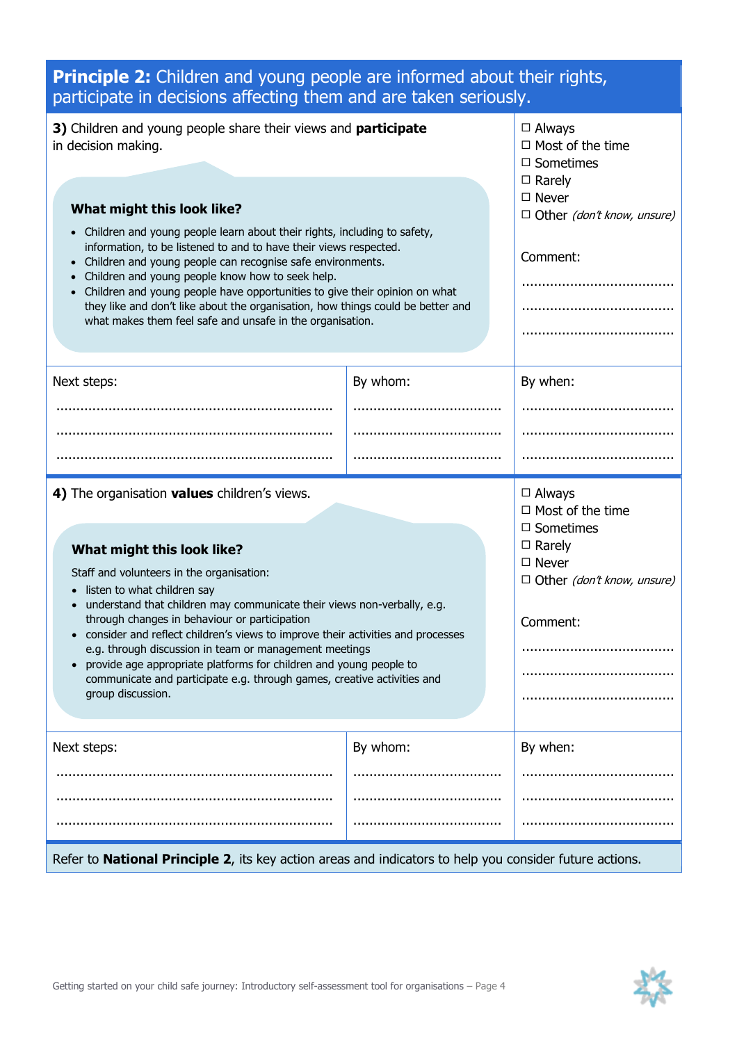## **Principle 2:** Children and young people are informed about their rights, participate in decisions affecting them and are taken seriously.

**3)** Children and young people share their views and **participate** in decision making.

### What might this look like?

- Children and young people learn about their rights, including to safety, information, to be listened to and to have their views respected.
- Children and young people can recognise safe environments.
- Children and young people know how to seek help.
- Children and young people have opportunities to give their opinion on what they like and don't like about the organisation, how things could be better and what makes them feel safe and unsafe in the organisation.

☐ Always
☐ Most of the time
☐ Sometimes
☐ Rarely
☐ Never
☐ Other *(don't know, unsure)*

Comment:

......................................

......................................

......................................

| Next steps: | By whom: | By when: |
|---|---|---|
| .................................................................... | ...................................... | ...................................... |
| .................................................................... | ...................................... | ...................................... |
| .................................................................... | ...................................... | ...................................... |

**4)** The organisation **values** children's views.

### What might this look like?

Staff and volunteers in the organisation:

- listen to what children say
- understand that children may communicate their views non-verbally, e.g. through changes in behaviour or participation
- consider and reflect children's views to improve their activities and processes e.g. through discussion in team or management meetings
- provide age appropriate platforms for children and young people to communicate and participate e.g. through games, creative activities and group discussion.

☐ Always
☐ Most of the time
☐ Sometimes
☐ Rarely
☐ Never
☐ Other *(don't know, unsure)*

Comment:

......................................

......................................

......................................

| Next steps: | By whom: | By when: |
|---|---|---|
| .................................................................... | ...................................... | ...................................... |
| .................................................................... | ...................................... | ...................................... |
| .................................................................... | ...................................... | ...................................... |

Refer to **National Principle 2**, its key action areas and indicators to help you consider future actions.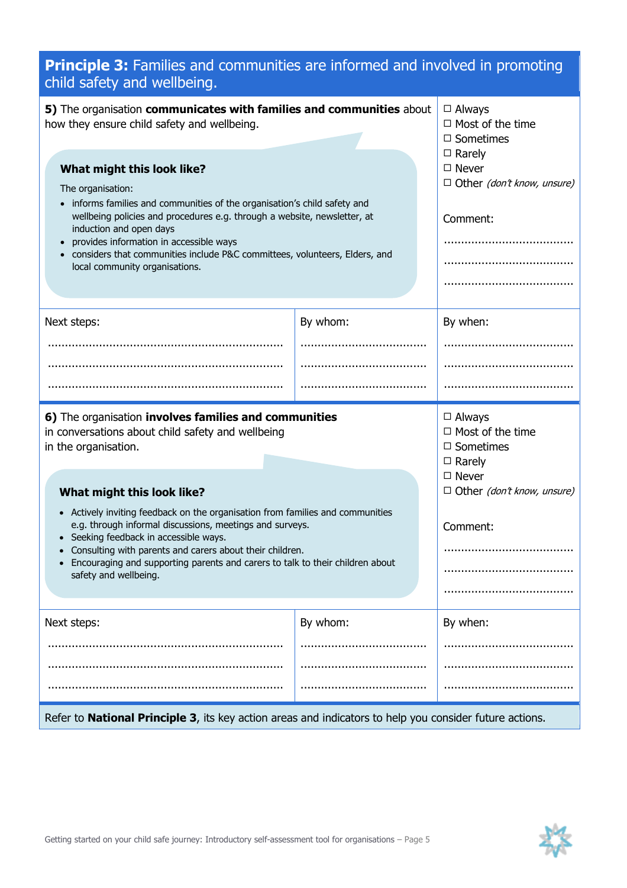## **Principle 3:** Families and communities are informed and involved in promoting child safety and wellbeing.

**5)** The organisation **communicates with families and communities** about how they ensure child safety and wellbeing.

**What might this look like?**

The organisation:

- informs families and communities of the organisation's child safety and wellbeing policies and procedures e.g. through a website, newsletter, at induction and open days
- provides information in accessible ways
- considers that communities include P&C committees, volunteers, Elders, and local community organisations.

☐ Always
☐ Most of the time
☐ Sometimes
☐ Rarely
☐ Never
☐ Other *(don't know, unsure)*

Comment:

......................................

......................................

......................................

| Next steps: | By whom: | By when: |
|---|---|---|
| ...................................................................... | ...................................... | ...................................... |
| ...................................................................... | ...................................... | ...................................... |
| ...................................................................... | ...................................... | ...................................... |

**6)** The organisation **involves families and communities** in conversations about child safety and wellbeing in the organisation.

**What might this look like?**

- Actively inviting feedback on the organisation from families and communities e.g. through informal discussions, meetings and surveys.
- Seeking feedback in accessible ways.
- Consulting with parents and carers about their children.
- Encouraging and supporting parents and carers to talk to their children about safety and wellbeing.

☐ Always
☐ Most of the time
☐ Sometimes
☐ Rarely
☐ Never
☐ Other *(don't know, unsure)*

Comment:

......................................

......................................

......................................

| Next steps: | By whom: | By when: |
|---|---|---|
| ...................................................................... | ...................................... | ...................................... |
| ...................................................................... | ...................................... | ...................................... |
| ...................................................................... | ...................................... | ...................................... |

Refer to **National Principle 3**, its key action areas and indicators to help you consider future actions.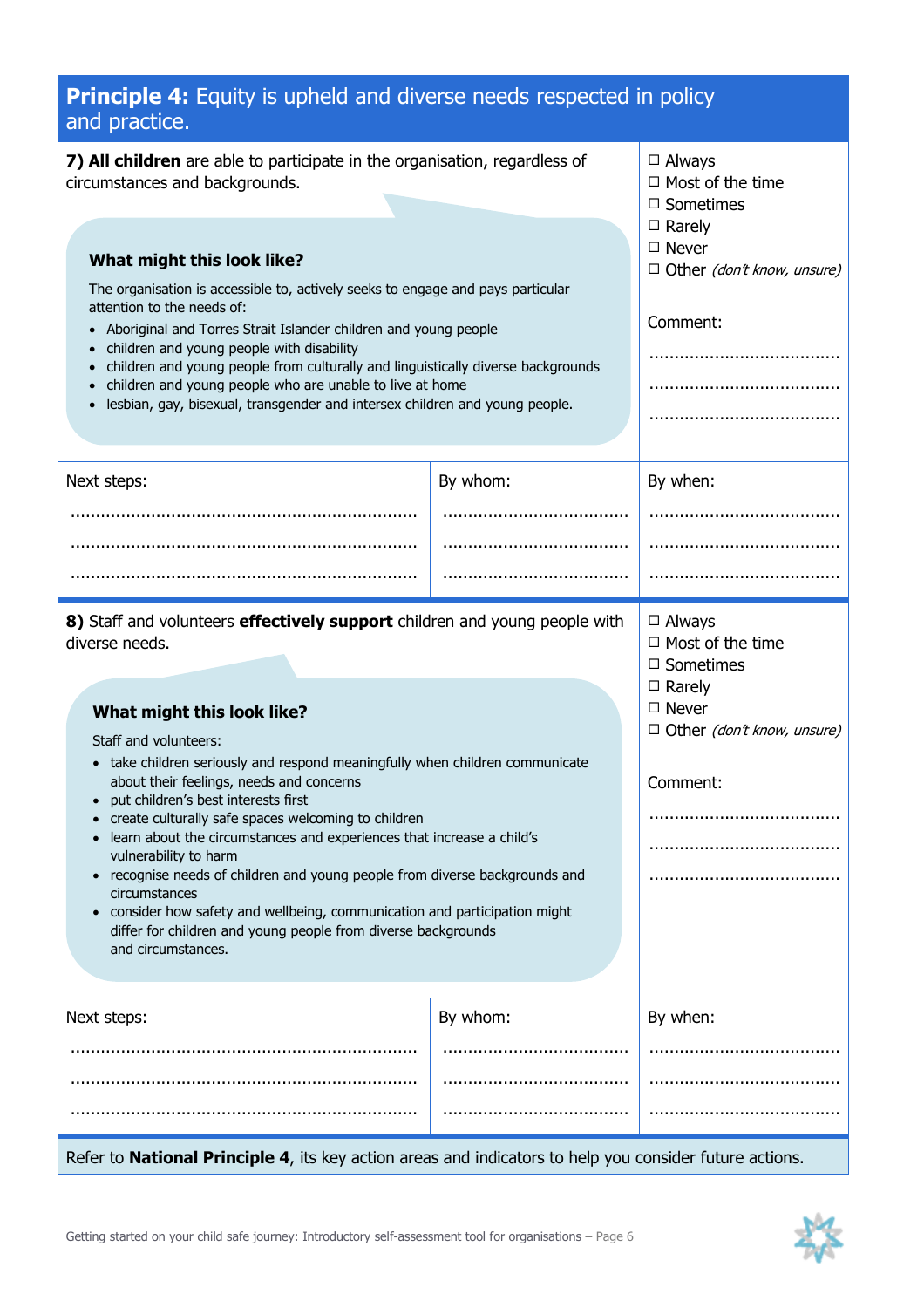## **Principle 4:** Equity is upheld and diverse needs respected in policy and practice.

**7) All children** are able to participate in the organisation, regardless of circumstances and backgrounds.

☐ Always
☐ Most of the time
☐ Sometimes
☐ Rarely
☐ Never
☐ Other *(don't know, unsure)*

Comment:

......................................

......................................

......................................

### What might this look like?

The organisation is accessible to, actively seeks to engage and pays particular attention to the needs of:

- Aboriginal and Torres Strait Islander children and young people
- children and young people with disability
- children and young people from culturally and linguistically diverse backgrounds
- children and young people who are unable to live at home
- lesbian, gay, bisexual, transgender and intersex children and young people.

| Next steps: | By whom: | By when: |
| --- | --- | --- |
| ...................................................................... | ...................................... | ...................................... |
| ...................................................................... | ...................................... | ...................................... |
| ...................................................................... | ...................................... | ...................................... |

**8)** Staff and volunteers **effectively support** children and young people with diverse needs.

☐ Always
☐ Most of the time
☐ Sometimes
☐ Rarely
☐ Never
☐ Other *(don't know, unsure)*

Comment:

......................................

......................................

......................................

### What might this look like?

Staff and volunteers:

- take children seriously and respond meaningfully when children communicate about their feelings, needs and concerns
- put children's best interests first
- create culturally safe spaces welcoming to children
- learn about the circumstances and experiences that increase a child's vulnerability to harm
- recognise needs of children and young people from diverse backgrounds and circumstances
- consider how safety and wellbeing, communication and participation might differ for children and young people from diverse backgrounds and circumstances.

| Next steps: | By whom: | By when: |
| --- | --- | --- |
| ...................................................................... | ...................................... | ...................................... |
| ...................................................................... | ...................................... | ...................................... |
| ...................................................................... | ...................................... | ...................................... |

Refer to **National Principle 4**, its key action areas and indicators to help you consider future actions.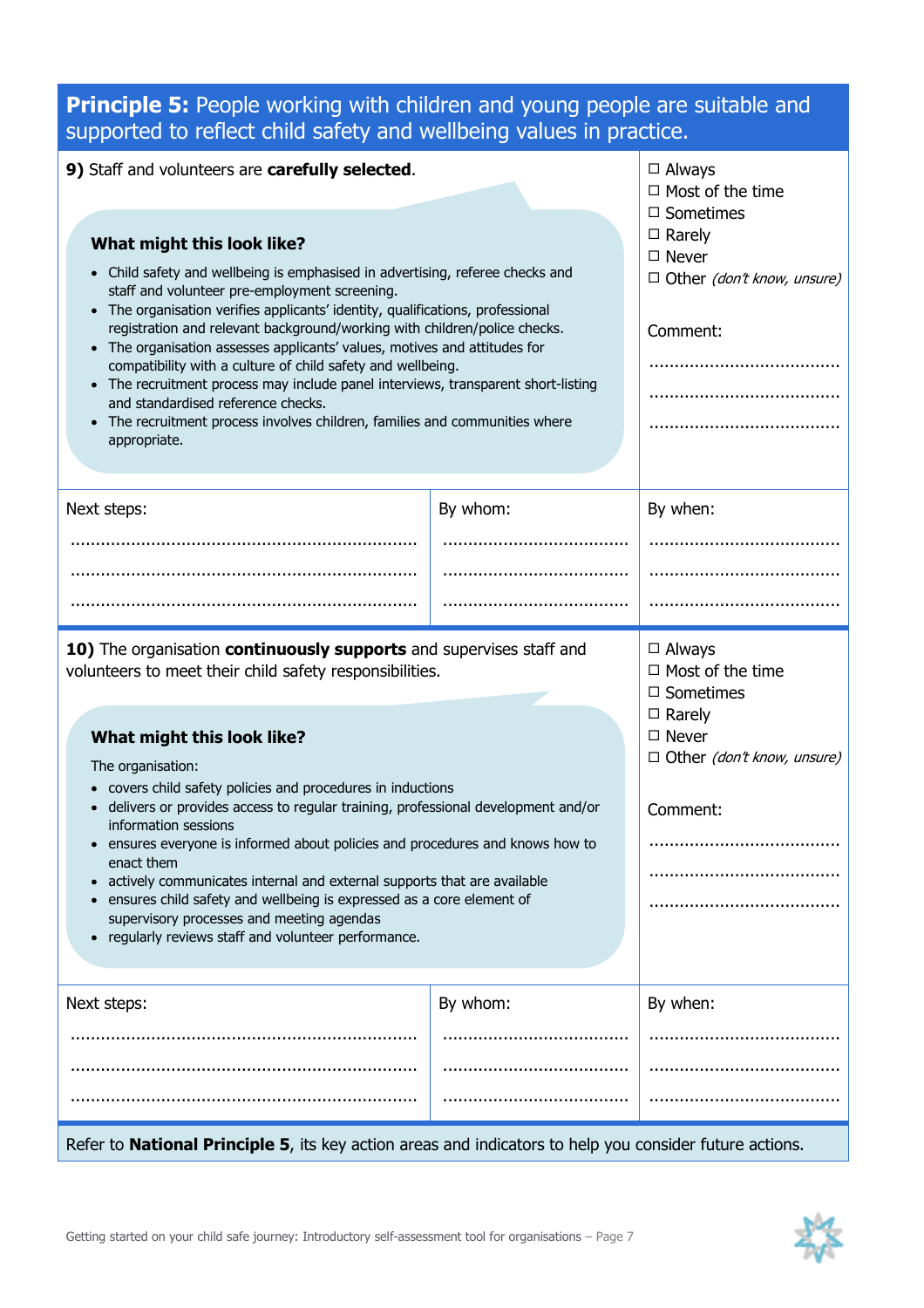## **Principle 5:** People working with children and young people are suitable and supported to reflect child safety and wellbeing values in practice.

**9)** Staff and volunteers are **carefully selected**.

**What might this look like?**

- Child safety and wellbeing is emphasised in advertising, referee checks and staff and volunteer pre-employment screening.
- The organisation verifies applicants' identity, qualifications, professional registration and relevant background/working with children/police checks.
- The organisation assesses applicants' values, motives and attitudes for compatibility with a culture of child safety and wellbeing.
- The recruitment process may include panel interviews, transparent short-listing and standardised reference checks.
- The recruitment process involves children, families and communities where appropriate.

☐ Always
☐ Most of the time
☐ Sometimes
☐ Rarely
☐ Never
☐ Other *(don't know, unsure)*

Comment:

......................................

......................................

......................................

| Next steps: | By whom: | By when: |
|---|---|---|
| ...................................................................... | ...................................... | ...................................... |
| ...................................................................... | ...................................... | ...................................... |
| ...................................................................... | ...................................... | ...................................... |

**10)** The organisation **continuously supports** and supervises staff and volunteers to meet their child safety responsibilities.

**What might this look like?**

The organisation:

- covers child safety policies and procedures in inductions
- delivers or provides access to regular training, professional development and/or information sessions
- ensures everyone is informed about policies and procedures and knows how to enact them
- actively communicates internal and external supports that are available
- ensures child safety and wellbeing is expressed as a core element of supervisory processes and meeting agendas
- regularly reviews staff and volunteer performance.

☐ Always
☐ Most of the time
☐ Sometimes
☐ Rarely
☐ Never
☐ Other *(don't know, unsure)*

Comment:

......................................

......................................

......................................

| Next steps: | By whom: | By when: |
|---|---|---|
| ...................................................................... | ...................................... | ...................................... |
| ...................................................................... | ...................................... | ...................................... |
| ...................................................................... | ...................................... | ...................................... |

Refer to **National Principle 5**, its key action areas and indicators to help you consider future actions.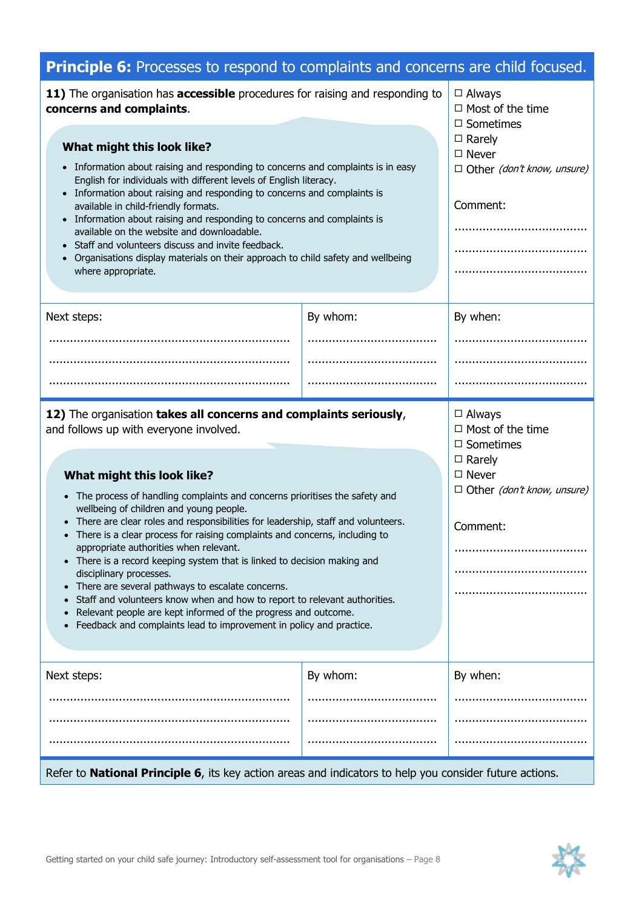## **Principle 6:** Processes to respond to complaints and concerns are child focused.

**11)** The organisation has **accessible** procedures for raising and responding to **concerns and complaints**.

### What might this look like?

- Information about raising and responding to concerns and complaints is in easy English for individuals with different levels of English literacy.
- Information about raising and responding to concerns and complaints is available in child-friendly formats.
- Information about raising and responding to concerns and complaints is available on the website and downloadable.
- Staff and volunteers discuss and invite feedback.
- Organisations display materials on their approach to child safety and wellbeing where appropriate.

☐ Always
☐ Most of the time
☐ Sometimes
☐ Rarely
☐ Never
☐ Other *(don't know, unsure)*

Comment:

......................................

......................................

......................................

| Next steps: | By whom: | By when: |
| --- | --- | --- |
| ...................................................................... | ...................................... | ...................................... |
| ...................................................................... | ...................................... | ...................................... |
| ...................................................................... | ...................................... | ...................................... |

**12)** The organisation **takes all concerns and complaints seriously**, and follows up with everyone involved.

### What might this look like?

- The process of handling complaints and concerns prioritises the safety and wellbeing of children and young people.
- There are clear roles and responsibilities for leadership, staff and volunteers.
- There is a clear process for raising complaints and concerns, including to appropriate authorities when relevant.
- There is a record keeping system that is linked to decision making and disciplinary processes.
- There are several pathways to escalate concerns.
- Staff and volunteers know when and how to report to relevant authorities.
- Relevant people are kept informed of the progress and outcome.
- Feedback and complaints lead to improvement in policy and practice.

☐ Always
☐ Most of the time
☐ Sometimes
☐ Rarely
☐ Never
☐ Other *(don't know, unsure)*

Comment:

......................................

......................................

......................................

| Next steps: | By whom: | By when: |
| --- | --- | --- |
| ...................................................................... | ...................................... | ...................................... |
| ...................................................................... | ...................................... | ...................................... |
| ...................................................................... | ...................................... | ...................................... |

Refer to **National Principle 6**, its key action areas and indicators to help you consider future actions.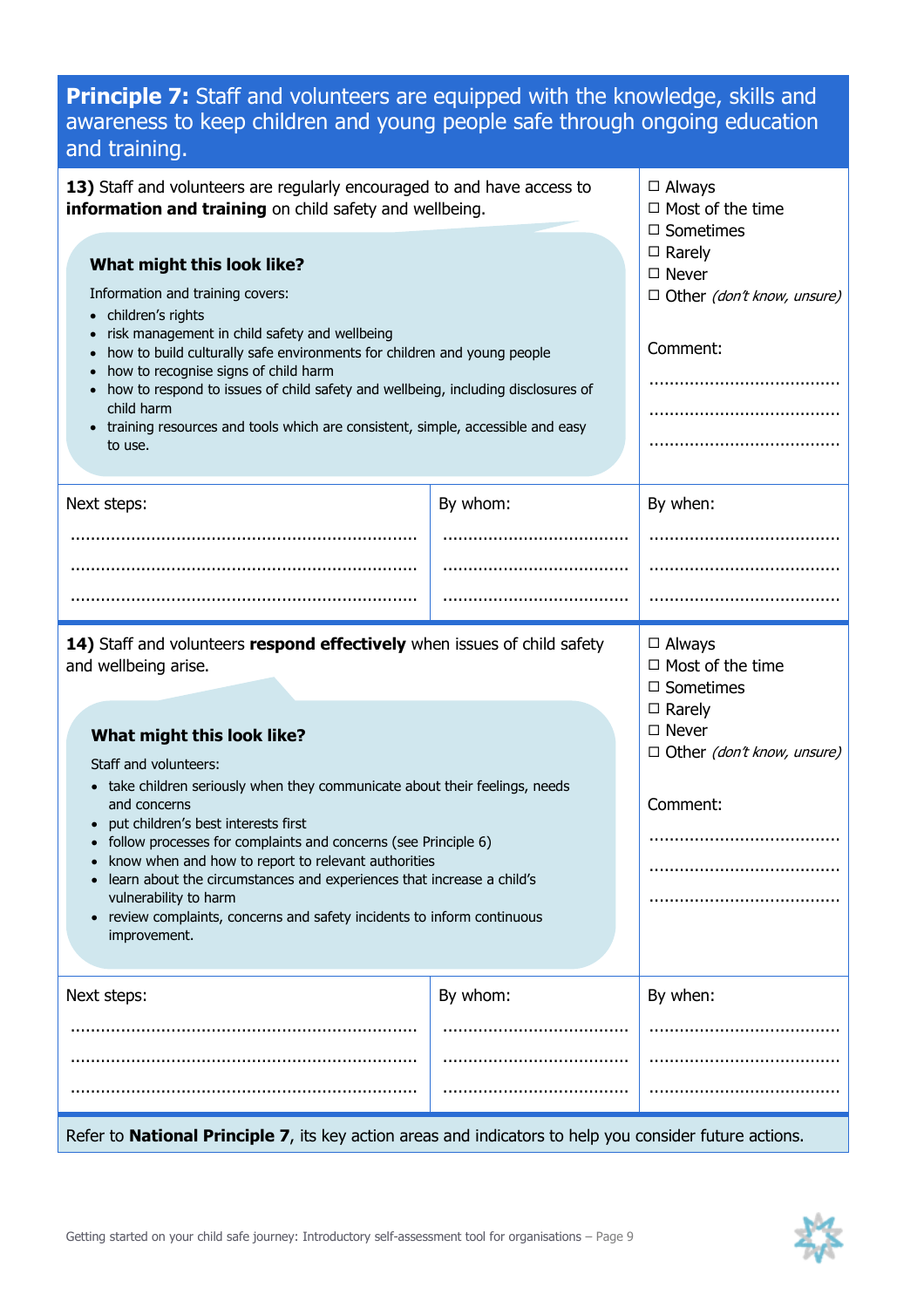## **Principle 7:** Staff and volunteers are equipped with the knowledge, skills and awareness to keep children and young people safe through ongoing education and training.

**13)** Staff and volunteers are regularly encouraged to and have access to **information and training** on child safety and wellbeing.

### What might this look like?

Information and training covers:

- children's rights
- risk management in child safety and wellbeing
- how to build culturally safe environments for children and young people
- how to recognise signs of child harm
- how to respond to issues of child safety and wellbeing, including disclosures of child harm
- training resources and tools which are consistent, simple, accessible and easy to use.

☐ Always
☐ Most of the time
☐ Sometimes
☐ Rarely
☐ Never
☐ Other *(don't know, unsure)*

Comment:

......................................

......................................

......................................

| Next steps: | By whom: | By when: |
| --- | --- | --- |
| ........................................................................ | ...................................... | ...................................... |
| ........................................................................ | ...................................... | ...................................... |
| ........................................................................ | ...................................... | ...................................... |

**14)** Staff and volunteers **respond effectively** when issues of child safety and wellbeing arise.

### What might this look like?

Staff and volunteers:

- take children seriously when they communicate about their feelings, needs and concerns
- put children's best interests first
- follow processes for complaints and concerns (see Principle 6)
- know when and how to report to relevant authorities
- learn about the circumstances and experiences that increase a child's vulnerability to harm
- review complaints, concerns and safety incidents to inform continuous improvement.

☐ Always
☐ Most of the time
☐ Sometimes
☐ Rarely
☐ Never
☐ Other *(don't know, unsure)*

Comment:

......................................

......................................

......................................

| Next steps: | By whom: | By when: |
| --- | --- | --- |
| ........................................................................ | ...................................... | ...................................... |
| ........................................................................ | ...................................... | ...................................... |
| ........................................................................ | ...................................... | ...................................... |

Refer to **National Principle 7**, its key action areas and indicators to help you consider future actions.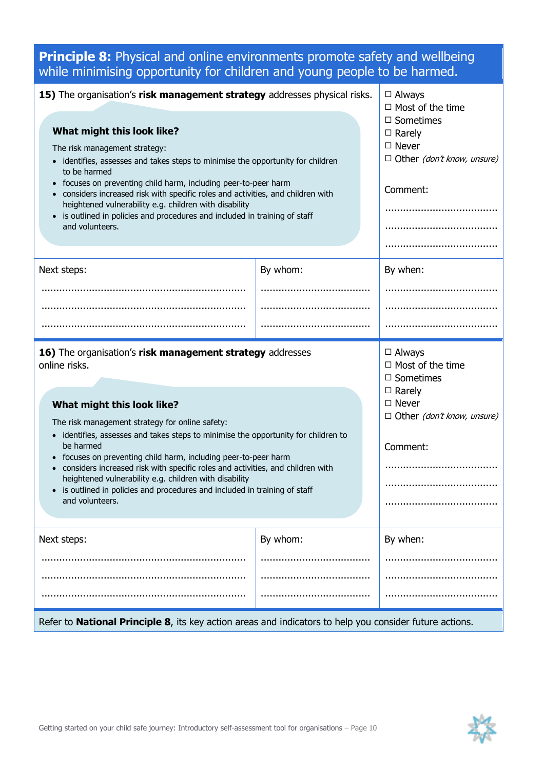## **Principle 8:** Physical and online environments promote safety and wellbeing while minimising opportunity for children and young people to be harmed.

**15)** The organisation's **risk management strategy** addresses physical risks.

**What might this look like?**

The risk management strategy:

- identifies, assesses and takes steps to minimise the opportunity for children to be harmed
- focuses on preventing child harm, including peer-to-peer harm
- considers increased risk with specific roles and activities, and children with heightened vulnerability e.g. children with disability
- is outlined in policies and procedures and included in training of staff and volunteers.

☐ Always
☐ Most of the time
☐ Sometimes
☐ Rarely
☐ Never
☐ Other *(don't know, unsure)*

Comment:

.......................................

.......................................

.......................................

| Next steps: | By whom: | By when: |
|---|---|---|
| ...................................................................... | ...................................... | ...................................... |
| ...................................................................... | ...................................... | ...................................... |
| ...................................................................... | ...................................... | ...................................... |

**16)** The organisation's **risk management strategy** addresses online risks.

**What might this look like?**

The risk management strategy for online safety:

- identifies, assesses and takes steps to minimise the opportunity for children to be harmed
- focuses on preventing child harm, including peer-to-peer harm
- considers increased risk with specific roles and activities, and children with heightened vulnerability e.g. children with disability
- is outlined in policies and procedures and included in training of staff and volunteers.

☐ Always
☐ Most of the time
☐ Sometimes
☐ Rarely
☐ Never
☐ Other *(don't know, unsure)*

Comment:

.......................................

.......................................

.......................................

| Next steps: | By whom: | By when: |
|---|---|---|
| ...................................................................... | ...................................... | ...................................... |
| ...................................................................... | ...................................... | ...................................... |
| ...................................................................... | ...................................... | ...................................... |

Refer to **National Principle 8**, its key action areas and indicators to help you consider future actions.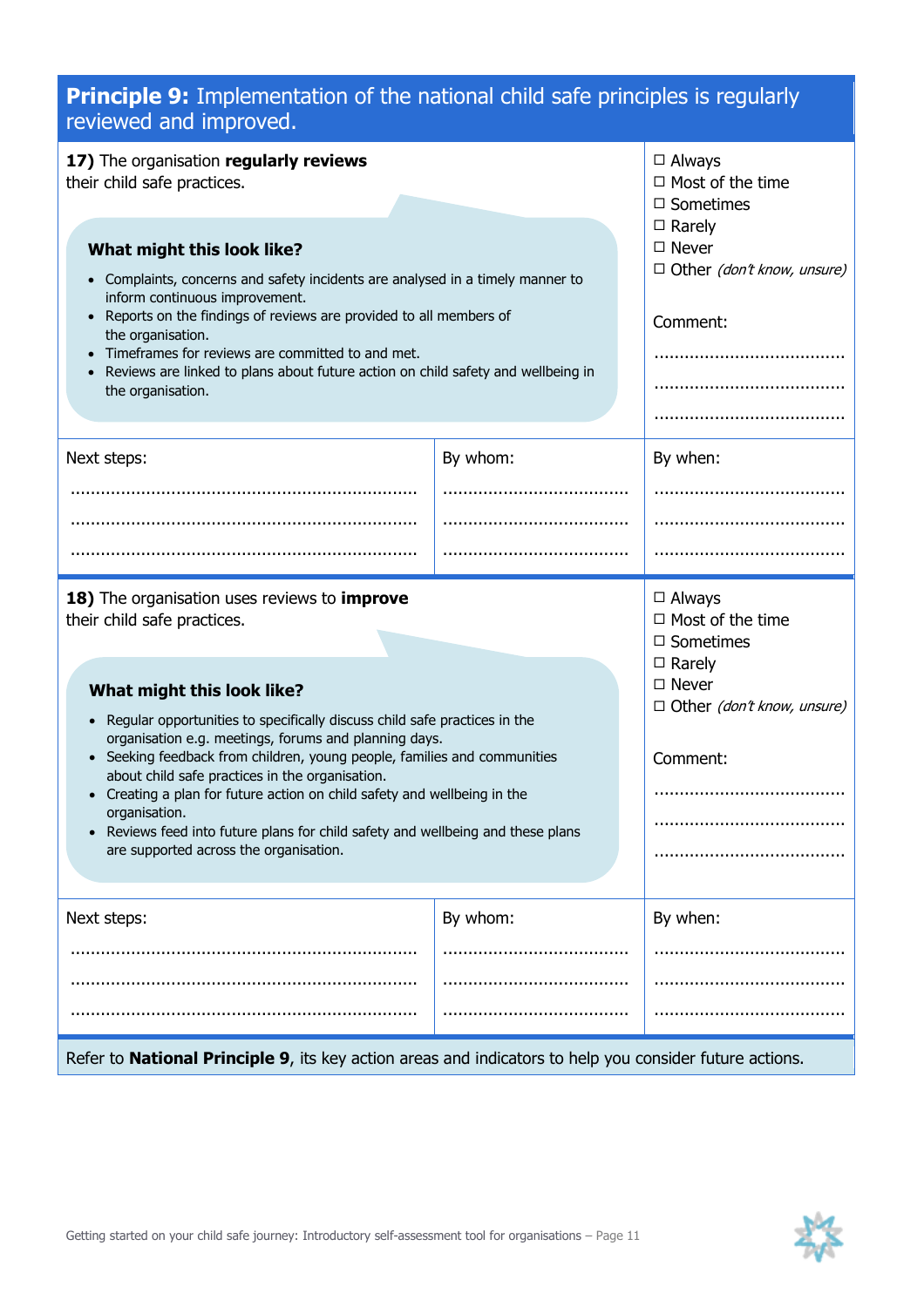## **Principle 9:** Implementation of the national child safe principles is regularly reviewed and improved.

**17)** The organisation **regularly reviews** their child safe practices.

**What might this look like?**

- Complaints, concerns and safety incidents are analysed in a timely manner to inform continuous improvement.
- Reports on the findings of reviews are provided to all members of the organisation.
- Timeframes for reviews are committed to and met.
- Reviews are linked to plans about future action on child safety and wellbeing in the organisation.

☐ Always
☐ Most of the time
☐ Sometimes
☐ Rarely
☐ Never
☐ Other *(don't know, unsure)*

Comment:

.......................................

.......................................

.......................................

| Next steps: | By whom: | By when: |
|---|---|---|
| ........................................ | ........................................ | ........................................ |
| ........................................ | ........................................ | ........................................ |
| ........................................ | ........................................ | ........................................ |

**18)** The organisation uses reviews to **improve** their child safe practices.

**What might this look like?**

- Regular opportunities to specifically discuss child safe practices in the organisation e.g. meetings, forums and planning days.
- Seeking feedback from children, young people, families and communities about child safe practices in the organisation.
- Creating a plan for future action on child safety and wellbeing in the organisation.
- Reviews feed into future plans for child safety and wellbeing and these plans are supported across the organisation.

☐ Always
☐ Most of the time
☐ Sometimes
☐ Rarely
☐ Never
☐ Other *(don't know, unsure)*

Comment:

.......................................

.......................................

.......................................

| Next steps: | By whom: | By when: |
|---|---|---|
| ........................................ | ........................................ | ........................................ |
| ........................................ | ........................................ | ........................................ |
| ........................................ | ........................................ | ........................................ |

Refer to **National Principle 9**, its key action areas and indicators to help you consider future actions.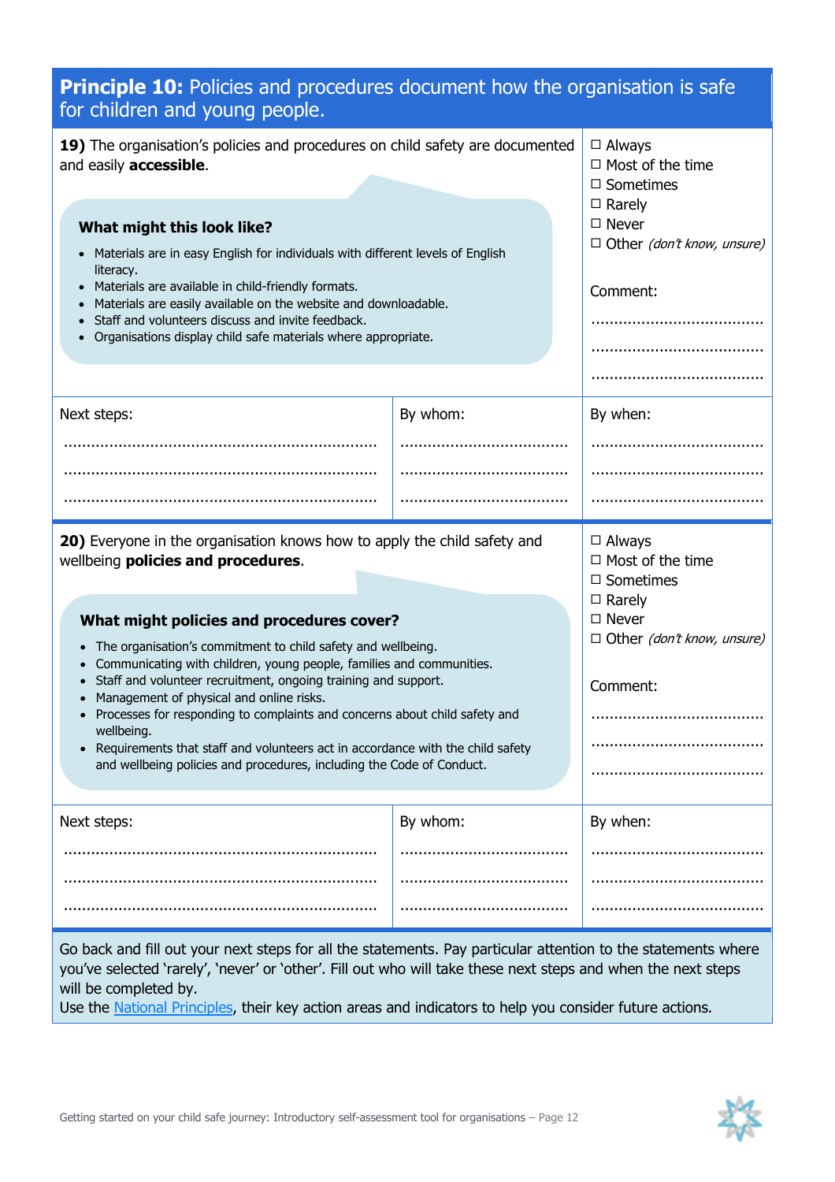## **Principle 10:** Policies and procedures document how the organisation is safe for children and young people.

**19)** The organisation's policies and procedures on child safety are documented and easily **accessible**.

**What might this look like?**

- Materials are in easy English for individuals with different levels of English literacy.
- Materials are available in child-friendly formats.
- Materials are easily available on the website and downloadable.
- Staff and volunteers discuss and invite feedback.
- Organisations display child safe materials where appropriate.

☐ Always
☐ Most of the time
☐ Sometimes
☐ Rarely
☐ Never
☐ Other *(don't know, unsure)*

Comment:

......................................

......................................

......................................

| Next steps: | By whom: | By when: |
|---|---|---|
| ...................................................................... | ...................................... | ...................................... |
| ...................................................................... | ...................................... | ...................................... |
| ...................................................................... | ...................................... | ...................................... |

**20)** Everyone in the organisation knows how to apply the child safety and wellbeing **policies and procedures**.

**What might policies and procedures cover?**

- The organisation's commitment to child safety and wellbeing.
- Communicating with children, young people, families and communities.
- Staff and volunteer recruitment, ongoing training and support.
- Management of physical and online risks.
- Processes for responding to complaints and concerns about child safety and wellbeing.
- Requirements that staff and volunteers act in accordance with the child safety and wellbeing policies and procedures, including the Code of Conduct.

☐ Always
☐ Most of the time
☐ Sometimes
☐ Rarely
☐ Never
☐ Other *(don't know, unsure)*

Comment:

......................................

......................................

......................................

| Next steps: | By whom: | By when: |
|---|---|---|
| ...................................................................... | ...................................... | ...................................... |
| ...................................................................... | ...................................... | ...................................... |
| ...................................................................... | ...................................... | ...................................... |

Go back and fill out your next steps for all the statements. Pay particular attention to the statements where you've selected 'rarely', 'never' or 'other'. Fill out who will take these next steps and when the next steps will be completed by.
Use the National Principles, their key action areas and indicators to help you consider future actions.